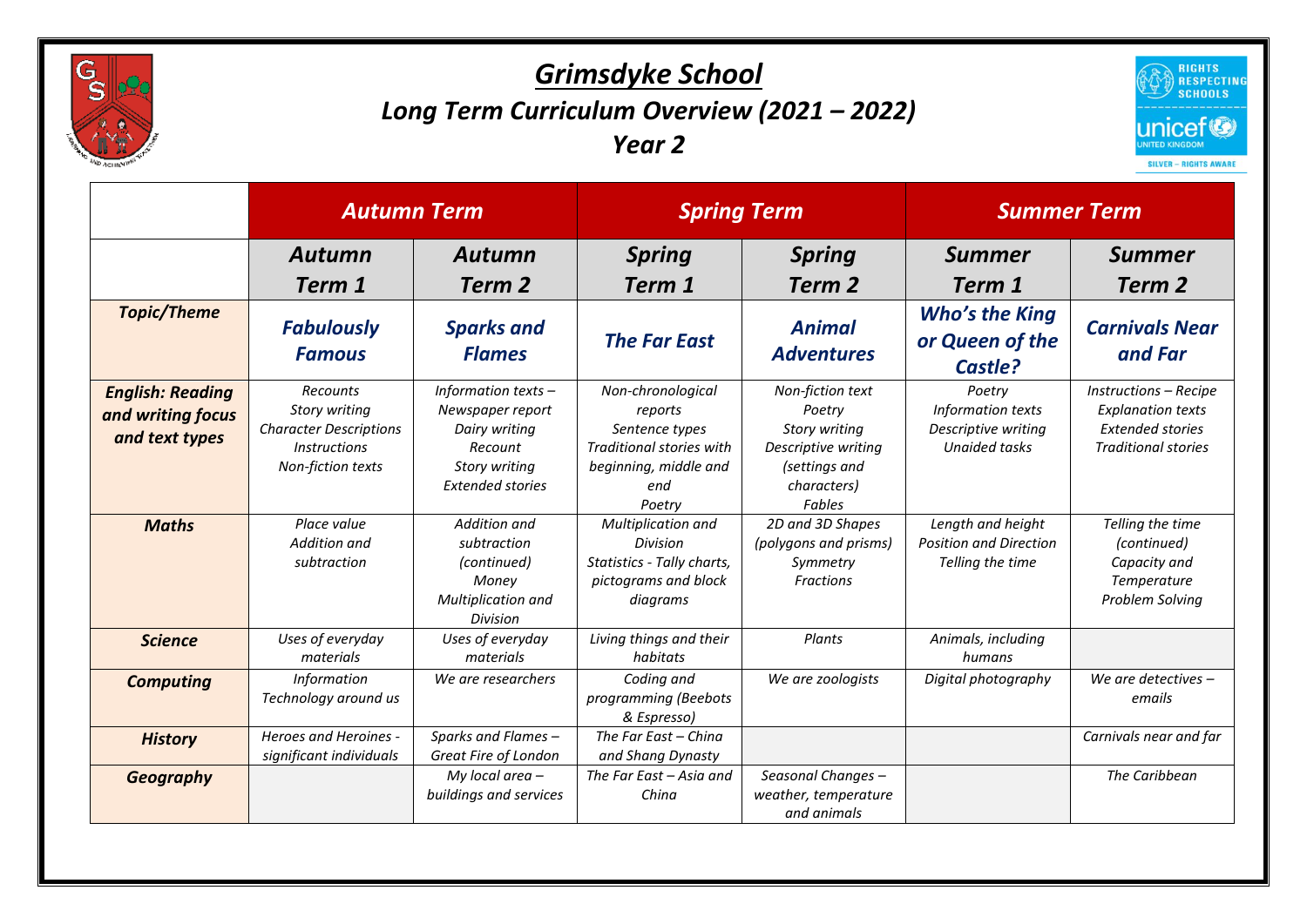# *Grimsdyke School*

## *Long Term Curriculum Overview (2021 – 2022)*

## *Year 2*

| | *Autumn Term* | | *Spring Term* | | *Summer Term* | |
|---|---|---|---|---|---|---|
| | *Autumn Term 1* | *Autumn Term 2* | *Spring Term 1* | *Spring Term 2* | *Summer Term 1* | *Summer Term 2* |
| ***Topic/Theme*** | ***Fabulously Famous*** | ***Sparks and Flames*** | ***The Far East*** | ***Animal Adventures*** | ***Who's the King or Queen of the Castle?*** | ***Carnivals Near and Far*** |
| ***English: Reading and writing focus and text types*** | *Recounts*<br>*Story writing*<br>*Character Descriptions*<br>*Instructions*<br>*Non-fiction texts* | *Information texts – Newspaper report*<br>*Dairy writing*<br>*Recount*<br>*Story writing*<br>*Extended stories* | *Non-chronological reports*<br>*Sentence types*<br>*Traditional stories with beginning, middle and end*<br>*Poetry* | *Non-fiction text*<br>*Poetry*<br>*Story writing*<br>*Descriptive writing (settings and characters)*<br>*Fables* | *Poetry*<br>*Information texts*<br>*Descriptive writing*<br>*Unaided tasks* | *Instructions – Recipe*<br>*Explanation texts*<br>*Extended stories*<br>*Traditional stories* |
| ***Maths*** | *Place value*<br>*Addition and subtraction* | *Addition and subtraction (continued)*<br>*Money*<br>*Multiplication and Division* | *Multiplication and Division*<br>*Statistics - Tally charts, pictograms and block diagrams* | *2D and 3D Shapes (polygons and prisms)*<br>*Symmetry*<br>*Fractions* | *Length and height*<br>*Position and Direction*<br>*Telling the time* | *Telling the time (continued)*<br>*Capacity and Temperature*<br>*Problem Solving* |
| ***Science*** | *Uses of everyday materials* | *Uses of everyday materials* | *Living things and their habitats* | *Plants* | *Animals, including humans* | |
| ***Computing*** | *Information Technology around us* | *We are researchers* | *Coding and programming (Beebots & Espresso)* | *We are zoologists* | *Digital photography* | *We are detectives – emails* |
| ***History*** | *Heroes and Heroines - significant individuals* | *Sparks and Flames – Great Fire of London* | *The Far East – China and Shang Dynasty* | | | *Carnivals near and far* |
| ***Geography*** | | *My local area – buildings and services* | *The Far East – Asia and China* | *Seasonal Changes – weather, temperature and animals* | | *The Caribbean* |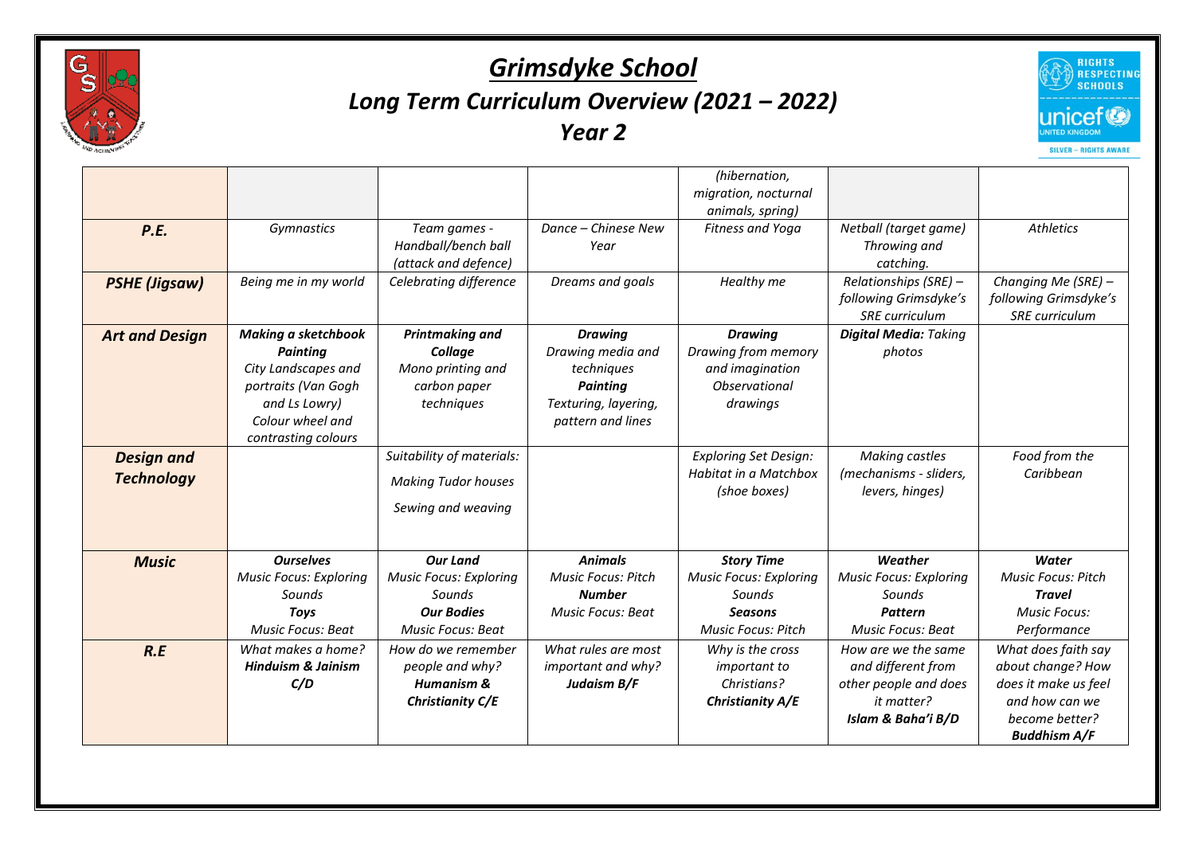# *Grimsdyke School*

## *Long Term Curriculum Overview (2021 – 2022)*

## *Year 2*

| | | | | | | |
|---|---|---|---|---|---|---|
| | | | | *(hibernation, migration, nocturnal animals, spring)* | | |
| ***P.E.*** | *Gymnastics* | *Team games - Handball/bench ball (attack and defence)* | *Dance – Chinese New Year* | *Fitness and Yoga* | *Netball (target game) Throwing and catching.* | *Athletics* |
| ***PSHE (Jigsaw)*** | *Being me in my world* | *Celebrating difference* | *Dreams and goals* | *Healthy me* | *Relationships (SRE) – following Grimsdyke's SRE curriculum* | *Changing Me (SRE) – following Grimsdyke's SRE curriculum* |
| ***Art and Design*** | ***Making a sketchbook Painting*** *City Landscapes and portraits (Van Gogh and Ls Lowry) Colour wheel and contrasting colours* | ***Printmaking and Collage*** *Mono printing and carbon paper techniques* | ***Drawing*** *Drawing media and techniques* ***Painting*** *Texturing, layering, pattern and lines* | ***Drawing*** *Drawing from memory and imagination Observational drawings* | ***Digital Media:*** *Taking photos* | |
| ***Design and Technology*** | | *Suitability of materials: Making Tudor houses Sewing and weaving* | | *Exploring Set Design: Habitat in a Matchbox (shoe boxes)* | *Making castles (mechanisms - sliders, levers, hinges)* | *Food from the Caribbean* |
| ***Music*** | ***Ourselves*** *Music Focus: Exploring Sounds* ***Toys*** *Music Focus: Beat* | ***Our Land*** *Music Focus: Exploring Sounds* ***Our Bodies*** *Music Focus: Beat* | ***Animals*** *Music Focus: Pitch* ***Number*** *Music Focus: Beat* | ***Story Time*** *Music Focus: Exploring Sounds* ***Seasons*** *Music Focus: Pitch* | ***Weather*** *Music Focus: Exploring Sounds* ***Pattern*** *Music Focus: Beat* | ***Water*** *Music Focus: Pitch* ***Travel*** *Music Focus: Performance* |
| ***R.E*** | *What makes a home?* ***Hinduism & Jainism C/D*** | *How do we remember people and why?* ***Humanism & Christianity C/E*** | *What rules are most important and why?* ***Judaism B/F*** | *Why is the cross important to Christians?* ***Christianity A/E*** | *How are we the same and different from other people and does it matter?* ***Islam & Baha'i B/D*** | *What does faith say about change? How does it make us feel and how can we become better?* ***Buddhism A/F*** |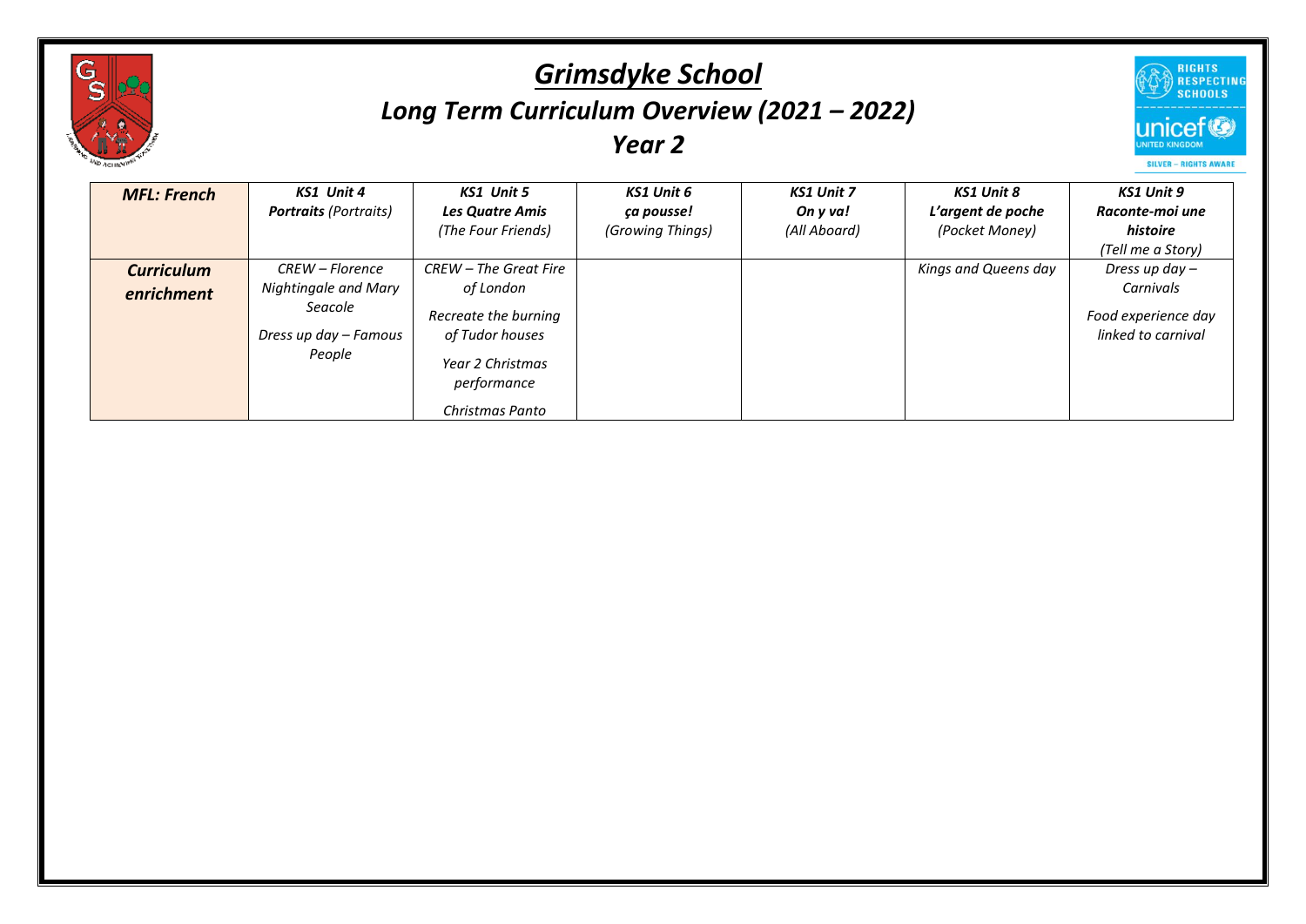# *Grimsdyke School*

## *Long Term Curriculum Overview (2021 – 2022)*

## *Year 2*

| | | | | | | |
|---|---|---|---|---|---|---|
| ***MFL: French*** | ***KS1 Unit 4*** ***Portraits** (Portraits)* | ***KS1 Unit 5*** ***Les Quatre Amis*** *(The Four Friends)* | ***KS1 Unit 6*** ***ça pousse!*** *(Growing Things)* | ***KS1 Unit 7*** ***On y va!*** *(All Aboard)* | ***KS1 Unit 8*** ***L'argent de poche*** *(Pocket Money)* | ***KS1 Unit 9*** ***Raconte-moi une histoire*** *(Tell me a Story)* |
| ***Curriculum enrichment*** | *CREW – Florence Nightingale and Mary Seacole* *Dress up day – Famous People* | *CREW – The Great Fire of London* *Recreate the burning of Tudor houses* *Year 2 Christmas performance* *Christmas Panto* | | | *Kings and Queens day* | *Dress up day – Carnivals* *Food experience day linked to carnival* |